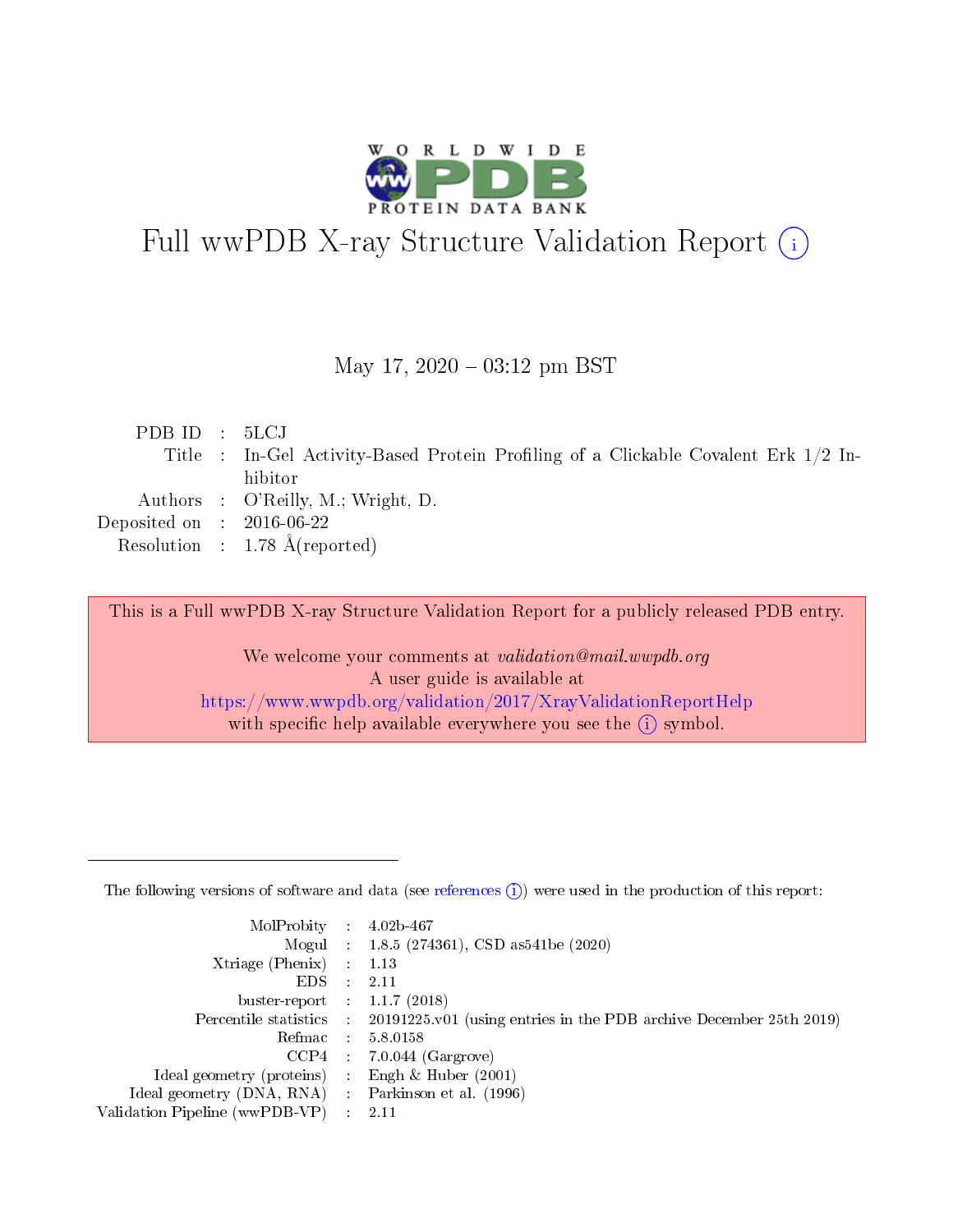# Full wwPDB X-ray Structure Validation Report (i)

May 17, 2020 – 03:12 pm BST

| | | |
|---|---|---|
| PDB ID | : | 5LCJ |
| Title | : | In-Gel Activity-Based Protein Profiling of a Clickable Covalent Erk 1/2 Inhibitor |
| Authors | : | O'Reilly, M.; Wright, D. |
| Deposited on | : | 2016-06-22 |
| Resolution | : | 1.78 Å(reported) |

This is a Full wwPDB X-ray Structure Validation Report for a publicly released PDB entry.

We welcome your comments at *validation@mail.wwpdb.org*
A user guide is available at
https://www.wwpdb.org/validation/2017/XrayValidationReportHelp
with specific help available everywhere you see the (i) symbol.

The following versions of software and data (see references (i)) were used in the production of this report:

| | | |
|---|---|---|
| MolProbity | : | 4.02b-467 |
| Mogul | : | 1.8.5 (274361), CSD as541be (2020) |
| Xtriage (Phenix) | : | 1.13 |
| EDS | : | 2.11 |
| buster-report | : | 1.1.7 (2018) |
| Percentile statistics | : | 20191225.v01 (using entries in the PDB archive December 25th 2019) |
| Refmac | : | 5.8.0158 |
| CCP4 | : | 7.0.044 (Gargrove) |
| Ideal geometry (proteins) | : | Engh & Huber (2001) |
| Ideal geometry (DNA, RNA) | : | Parkinson et al. (1996) |
| Validation Pipeline (wwPDB-VP) | : | 2.11 |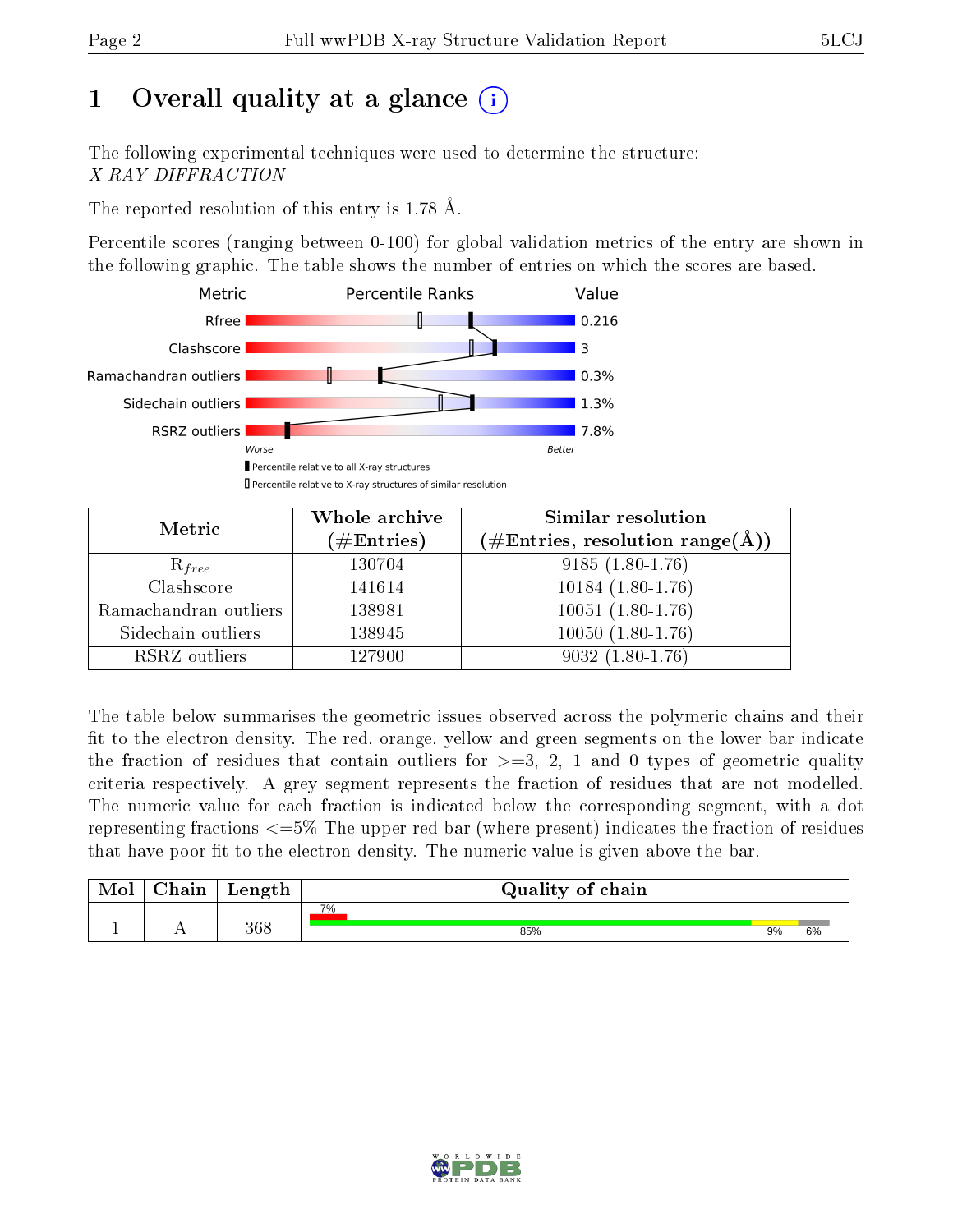# 1 Overall quality at a glance (i)

The following experimental techniques were used to determine the structure:
*X-RAY DIFFRACTION*

The reported resolution of this entry is 1.78 Å.

Percentile scores (ranging between 0-100) for global validation metrics of the entry are shown in the following graphic. The table shows the number of entries on which the scores are based.

Metric
Percentile Ranks
Value
Rfree 0.216
Clashscore 3
Ramachandran outliers 0.3%
Sidechain outliers 1.3%
RSRZ outliers 7.8%
Worse
Better
Percentile relative to all X-ray structures
Percentile relative to X-ray structures of similar resolution

| Metric | Whole archive (#Entries) | Similar resolution (#Entries, resolution range(Å)) |
|---|---|---|
| $R_{free}$ | 130704 | 9185 (1.80-1.76) |
| Clashscore | 141614 | 10184 (1.80-1.76) |
| Ramachandran outliers | 138981 | 10051 (1.80-1.76) |
| Sidechain outliers | 138945 | 10050 (1.80-1.76) |
| RSRZ outliers | 127900 | 9032 (1.80-1.76) |

The table below summarises the geometric issues observed across the polymeric chains and their fit to the electron density. The red, orange, yellow and green segments on the lower bar indicate the fraction of residues that contain outliers for >=3, 2, 1 and 0 types of geometric quality criteria respectively. A grey segment represents the fraction of residues that are not modelled. The numeric value for each fraction is indicated below the corresponding segment, with a dot representing fractions <=5% The upper red bar (where present) indicates the fraction of residues that have poor fit to the electron density. The numeric value is given above the bar.

| Mol | Chain | Length | Quality of chain |
|---|---|---|---|
| 1 | A | 368 | 7%<br>85% 9% 6% |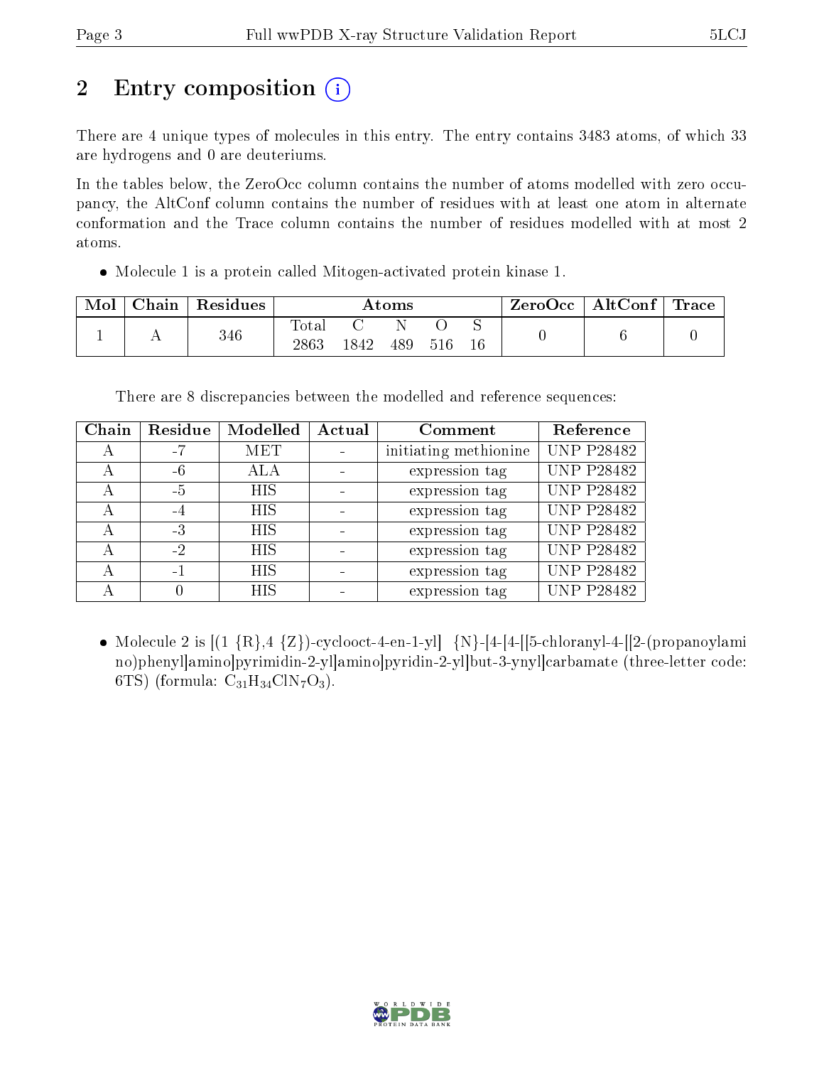# 2 Entry composition (i)

There are 4 unique types of molecules in this entry. The entry contains 3483 atoms, of which 33 are hydrogens and 0 are deuteriums.

In the tables below, the ZeroOcc column contains the number of atoms modelled with zero occupancy, the AltConf column contains the number of residues with at least one atom in alternate conformation and the Trace column contains the number of residues modelled with at most 2 atoms.

- Molecule 1 is a protein called Mitogen-activated protein kinase 1.

| Mol | Chain | Residues | Atoms | | | | | ZeroOcc | AltConf | Trace |
|---|---|---|---|---|---|---|---|---|---|---|
| | | | Total | C | N | O | S | | | |
| 1 | A | 346 | 2863 | 1842 | 489 | 516 | 16 | 0 | 6 | 0 |

There are 8 discrepancies between the modelled and reference sequences:

| Chain | Residue | Modelled | Actual | Comment | Reference |
|---|---|---|---|---|---|
| A | -7 | MET | - | initiating methionine | UNP P28482 |
| A | -6 | ALA | - | expression tag | UNP P28482 |
| A | -5 | HIS | - | expression tag | UNP P28482 |
| A | -4 | HIS | - | expression tag | UNP P28482 |
| A | -3 | HIS | - | expression tag | UNP P28482 |
| A | -2 | HIS | - | expression tag | UNP P28482 |
| A | -1 | HIS | - | expression tag | UNP P28482 |
| A | 0 | HIS | - | expression tag | UNP P28482 |

- Molecule 2 is [(1 {R},4 {Z})-cyclooct-4-en-1-yl] {N}-[4-[4-[[5-chloranyl-4-[[2-(propanoylamino)phenyl]amino]pyrimidin-2-yl]amino]pyridin-2-yl]but-3-ynyl]carbamate (three-letter code: 6TS) (formula: $C_{31}H_{34}ClN_7O_3$).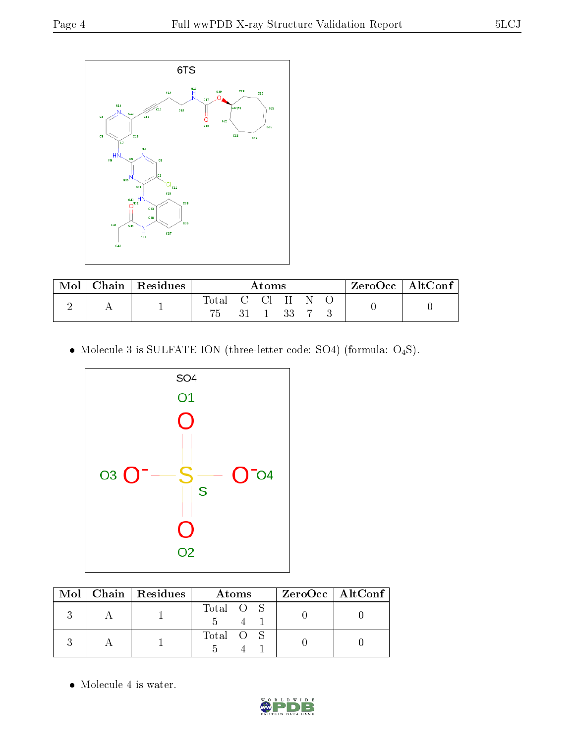| Mol | Chain | Residues | Atoms | | | | | | ZeroOcc | AltConf |
|---|---|---|---|---|---|---|---|---|---|---|
| | | | Total | C | Cl | H | N | O | | |
| 2 | A | 1 | 75 | 31 | 1 | 33 | 7 | 3 | 0 | 0 |

- Molecule 3 is SULFATE ION (three-letter code: SO4) (formula: $O_4S$).

| Mol | Chain | Residues | Atoms | | | ZeroOcc | AltConf |
|---|---|---|---|---|---|---|---|
| | | | Total | O | S | | |
| 3 | A | 1 | 5 | 4 | 1 | 0 | 0 |
| 3 | A | 1 | 5 | 4 | 1 | 0 | 0 |

- Molecule 4 is water.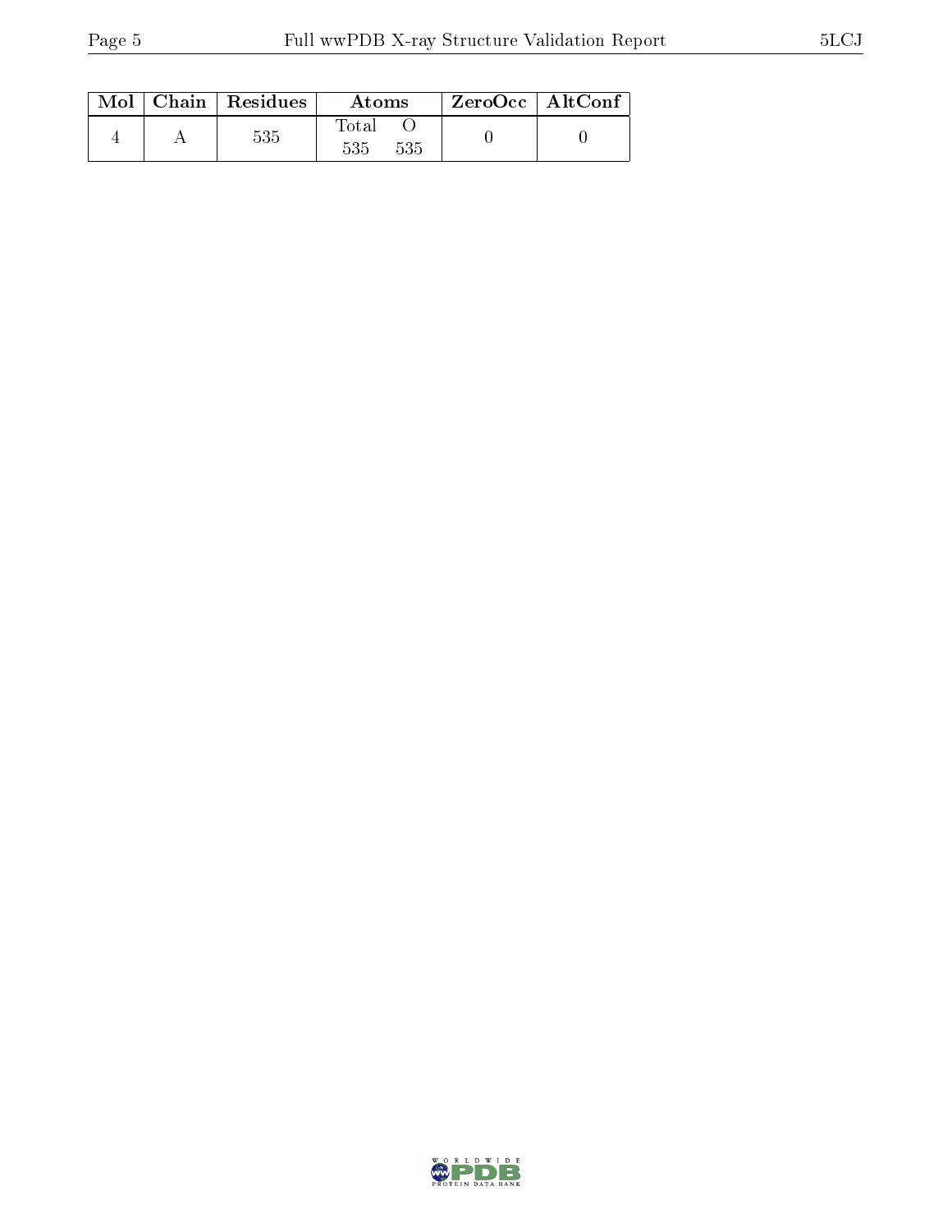| Mol | Chain | Residues | Atoms | | ZeroOcc | AltConf |
|---|---|---|---|---|---|---|
| | | | Total | O | | |
| 4 | A | 535 | 535 | 535 | 0 | 0 |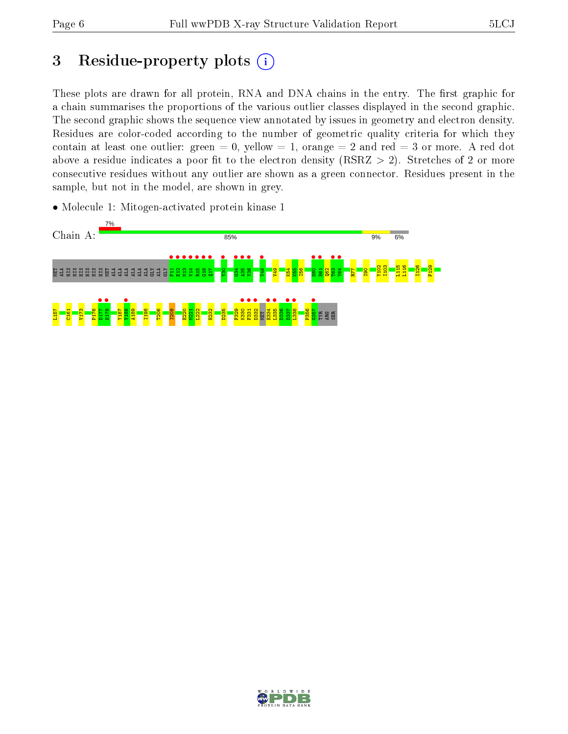# 3 Residue-property plots

These plots are drawn for all protein, RNA and DNA chains in the entry. The first graphic for a chain summarises the proportions of the various outlier classes displayed in the second graphic. The second graphic shows the sequence view annotated by issues in geometry and electron density. Residues are color-coded according to the number of geometric quality criteria for which they contain at least one outlier: green = 0, yellow = 1, orange = 2 and red = 3 or more. A red dot above a residue indicates a poor fit to the electron density (RSRZ > 2). Stretches of 2 or more consecutive residues without any outlier are shown as a green connector. Residues present in the sample, but not in the model, are shown in grey.

- Molecule 1: Mitogen-activated protein kinase 1

Chain A:

7%

85%

9%

6%

MET ALA HIS HIS HIS HIS HIS HIS MET ALA ALA ALA ALA ALA ALA GLY ALA GLY P11 E12 M13 V14 R15 G16 Q17 Y30 G34 A35 Y36 V46 V49 K54 K55 I56 E60 H61 Q62 T63 Y64 R77 I90 Y102 I103 L115 L116 I126 F129

L157 C161 V173 P176 D177 H178 Y187 V188 A189 I198 T206 I209 E220 M221 L222 H232 D235 F329 K330 F331 D332 MET E334 L335 D336 D337 L338 P356 G357 TYR ARG SER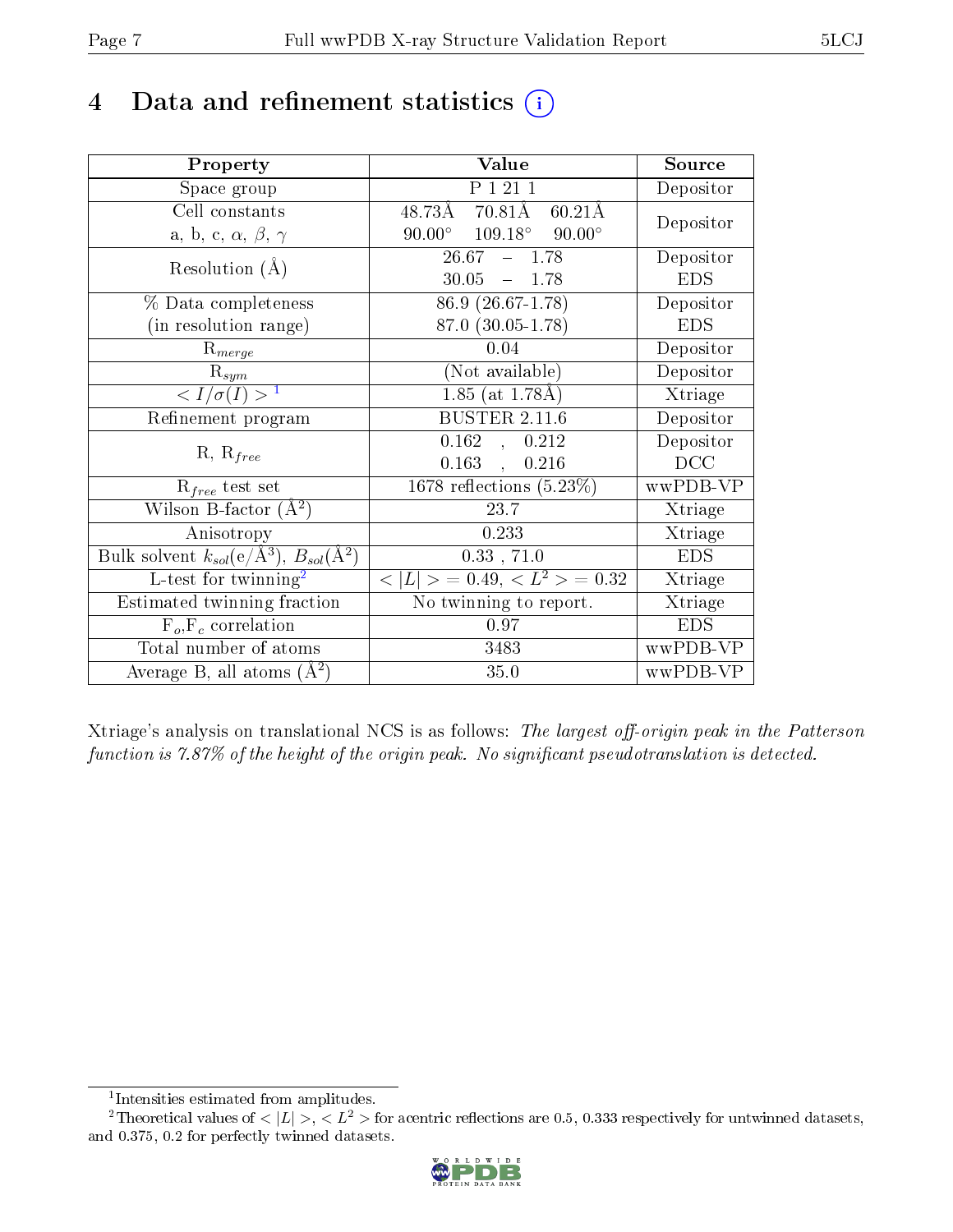# 4 Data and refinement statistics ⓘ

| Property | Value | Source |
|---|---|---|
| Space group | P 1 21 1 | Depositor |
| Cell constants<br>a, b, c, $\alpha$, $\beta$, $\gamma$ | 48.73Å 70.81Å 60.21Å<br>90.00° 109.18° 90.00° | Depositor |
| Resolution (Å) | 26.67 – 1.78<br>30.05 – 1.78 | Depositor<br>EDS |
| % Data completeness<br>(in resolution range) | 86.9 (26.67-1.78)<br>87.0 (30.05-1.78) | Depositor<br>EDS |
| $R_{merge}$ | 0.04 | Depositor |
| $R_{sym}$ | (Not available) | Depositor |
| $< I/\sigma(I) >$ [1] | 1.85 (at 1.78Å) | Xtriage |
| Refinement program | BUSTER 2.11.6 | Depositor |
| R, $R_{free}$ | 0.162 , 0.212<br>0.163 , 0.216 | Depositor<br>DCC |
| $R_{free}$ test set | 1678 reflections (5.23%) | wwPDB-VP |
| Wilson B-factor (Å$^2$) | 23.7 | Xtriage |
| Anisotropy | 0.233 | Xtriage |
| Bulk solvent $k_{sol}$(e/Å$^3$), $B_{sol}$(Å$^2$) | 0.33 , 71.0 | EDS |
| L-test for twinning[2] | $< \|L\| > = 0.49$, $< L^2 > = 0.32$ | Xtriage |
| Estimated twinning fraction | No twinning to report. | Xtriage |
| $F_o$,$F_c$ correlation | 0.97 | EDS |
| Total number of atoms | 3483 | wwPDB-VP |
| Average B, all atoms (Å$^2$) | 35.0 | wwPDB-VP |

Xtriage's analysis on translational NCS is as follows: *The largest off-origin peak in the Patterson function is 7.87% of the height of the origin peak. No significant pseudotranslation is detected.*

[1] Intensities estimated from amplitudes.

[2] Theoretical values of $< |L| >$, $< L^2 >$ for acentric reflections are 0.5, 0.333 respectively for untwinned datasets, and 0.375, 0.2 for perfectly twinned datasets.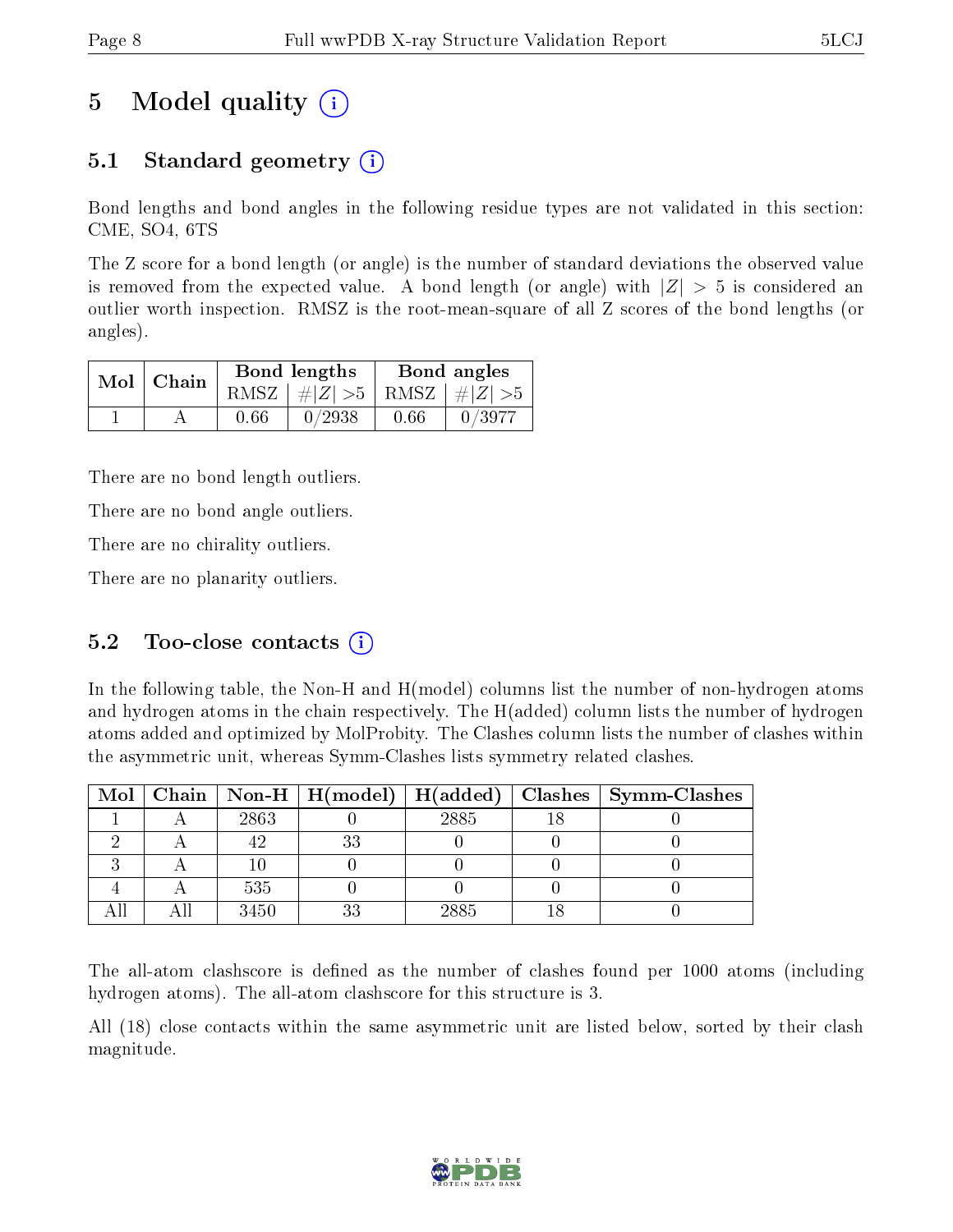# 5 Model quality

## 5.1 Standard geometry

Bond lengths and bond angles in the following residue types are not validated in this section: CME, SO4, 6TS

The Z score for a bond length (or angle) is the number of standard deviations the observed value is removed from the expected value. A bond length (or angle) with $|Z| > 5$ is considered an outlier worth inspection. RMSZ is the root-mean-square of all Z scores of the bond lengths (or angles).

| Mol | Chain | Bond lengths | | Bond angles | |
|---|---|---|---|---|---|
| | | RMSZ | $\#\|Z\| > 5$ | RMSZ | $\#\|Z\| > 5$ |
| 1 | A | 0.66 | 0/2938 | 0.66 | 0/3977 |

There are no bond length outliers.

There are no bond angle outliers.

There are no chirality outliers.

There are no planarity outliers.

## 5.2 Too-close contacts

In the following table, the Non-H and H(model) columns list the number of non-hydrogen atoms and hydrogen atoms in the chain respectively. The H(added) column lists the number of hydrogen atoms added and optimized by MolProbity. The Clashes column lists the number of clashes within the asymmetric unit, whereas Symm-Clashes lists symmetry related clashes.

| Mol | Chain | Non-H | H(model) | H(added) | Clashes | Symm-Clashes |
|---|---|---|---|---|---|---|
| 1 | A | 2863 | 0 | 2885 | 18 | 0 |
| 2 | A | 42 | 33 | 0 | 0 | 0 |
| 3 | A | 10 | 0 | 0 | 0 | 0 |
| 4 | A | 535 | 0 | 0 | 0 | 0 |
| All | All | 3450 | 33 | 2885 | 18 | 0 |

The all-atom clashscore is defined as the number of clashes found per 1000 atoms (including hydrogen atoms). The all-atom clashscore for this structure is 3.

All (18) close contacts within the same asymmetric unit are listed below, sorted by their clash magnitude.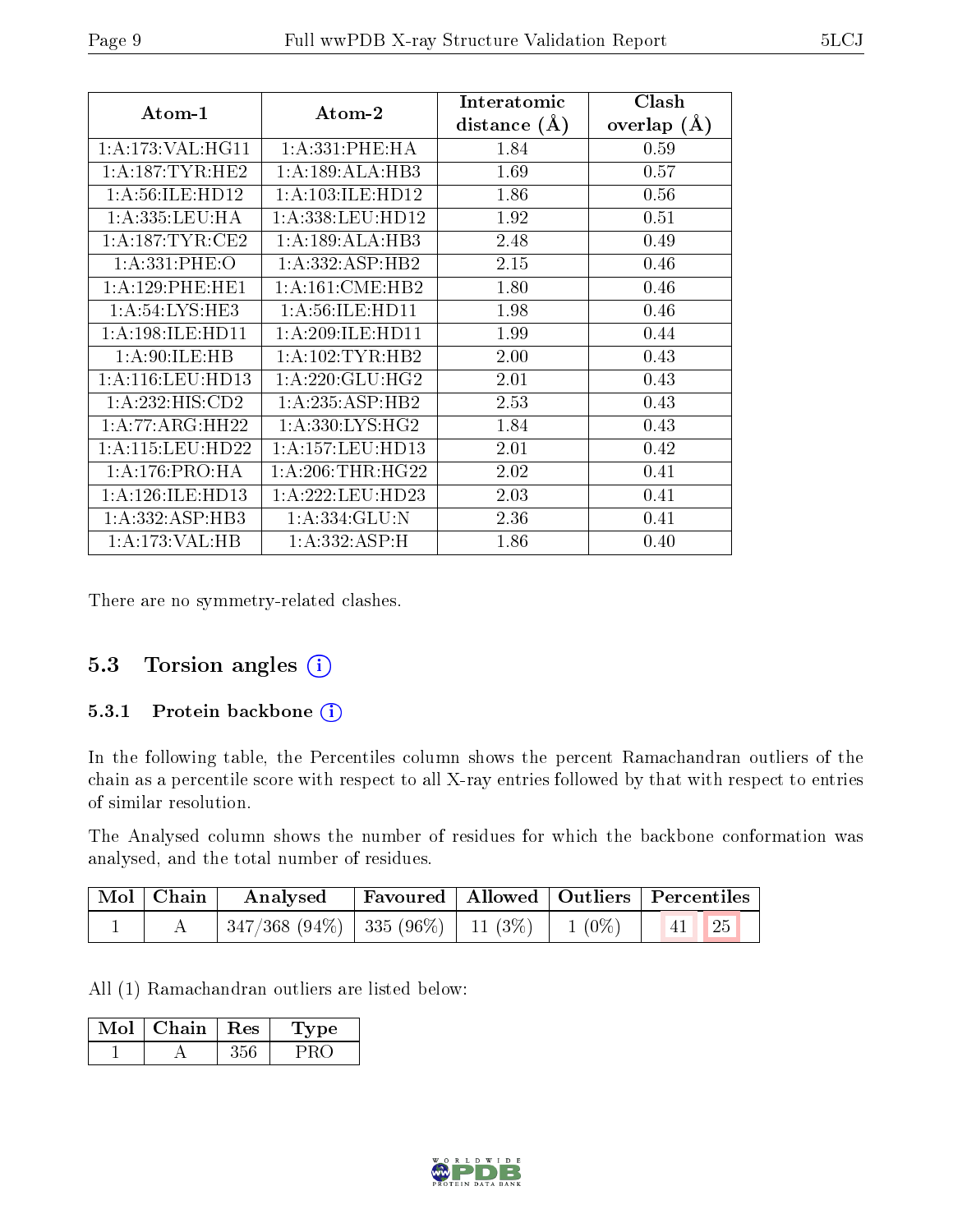| Atom-1 | Atom-2 | Interatomic distance (Å) | Clash overlap (Å) |
|---|---|---|---|
| 1:A:173:VAL:HG11 | 1:A:331:PHE:HA | 1.84 | 0.59 |
| 1:A:187:TYR:HE2 | 1:A:189:ALA:HB3 | 1.69 | 0.57 |
| 1:A:56:ILE:HD12 | 1:A:103:ILE:HD12 | 1.86 | 0.56 |
| 1:A:335:LEU:HA | 1:A:338:LEU:HD12 | 1.92 | 0.51 |
| 1:A:187:TYR:CE2 | 1:A:189:ALA:HB3 | 2.48 | 0.49 |
| 1:A:331:PHE:O | 1:A:332:ASP:HB2 | 2.15 | 0.46 |
| 1:A:129:PHE:HE1 | 1:A:161:CME:HB2 | 1.80 | 0.46 |
| 1:A:54:LYS:HE3 | 1:A:56:ILE:HD11 | 1.98 | 0.46 |
| 1:A:198:ILE:HD11 | 1:A:209:ILE:HD11 | 1.99 | 0.44 |
| 1:A:90:ILE:HB | 1:A:102:TYR:HB2 | 2.00 | 0.43 |
| 1:A:116:LEU:HD13 | 1:A:220:GLU:HG2 | 2.01 | 0.43 |
| 1:A:232:HIS:CD2 | 1:A:235:ASP:HB2 | 2.53 | 0.43 |
| 1:A:77:ARG:HH22 | 1:A:330:LYS:HG2 | 1.84 | 0.43 |
| 1:A:115:LEU:HD22 | 1:A:157:LEU:HD13 | 2.01 | 0.42 |
| 1:A:176:PRO:HA | 1:A:206:THR:HG22 | 2.02 | 0.41 |
| 1:A:126:ILE:HD13 | 1:A:222:LEU:HD23 | 2.03 | 0.41 |
| 1:A:332:ASP:HB3 | 1:A:334:GLU:N | 2.36 | 0.41 |
| 1:A:173:VAL:HB | 1:A:332:ASP:H | 1.86 | 0.40 |

There are no symmetry-related clashes.

## 5.3 Torsion angles

### 5.3.1 Protein backbone

In the following table, the Percentiles column shows the percent Ramachandran outliers of the chain as a percentile score with respect to all X-ray entries followed by that with respect to entries of similar resolution.

The Analysed column shows the number of residues for which the backbone conformation was analysed, and the total number of residues.

| Mol | Chain | Analysed | Favoured | Allowed | Outliers | Percentiles | |
|---|---|---|---|---|---|---|---|
| 1 | A | 347/368 (94%) | 335 (96%) | 11 (3%) | 1 (0%) | 41 | 25 |

All (1) Ramachandran outliers are listed below:

| Mol | Chain | Res | Type |
|---|---|---|---|
| 1 | A | 356 | PRO |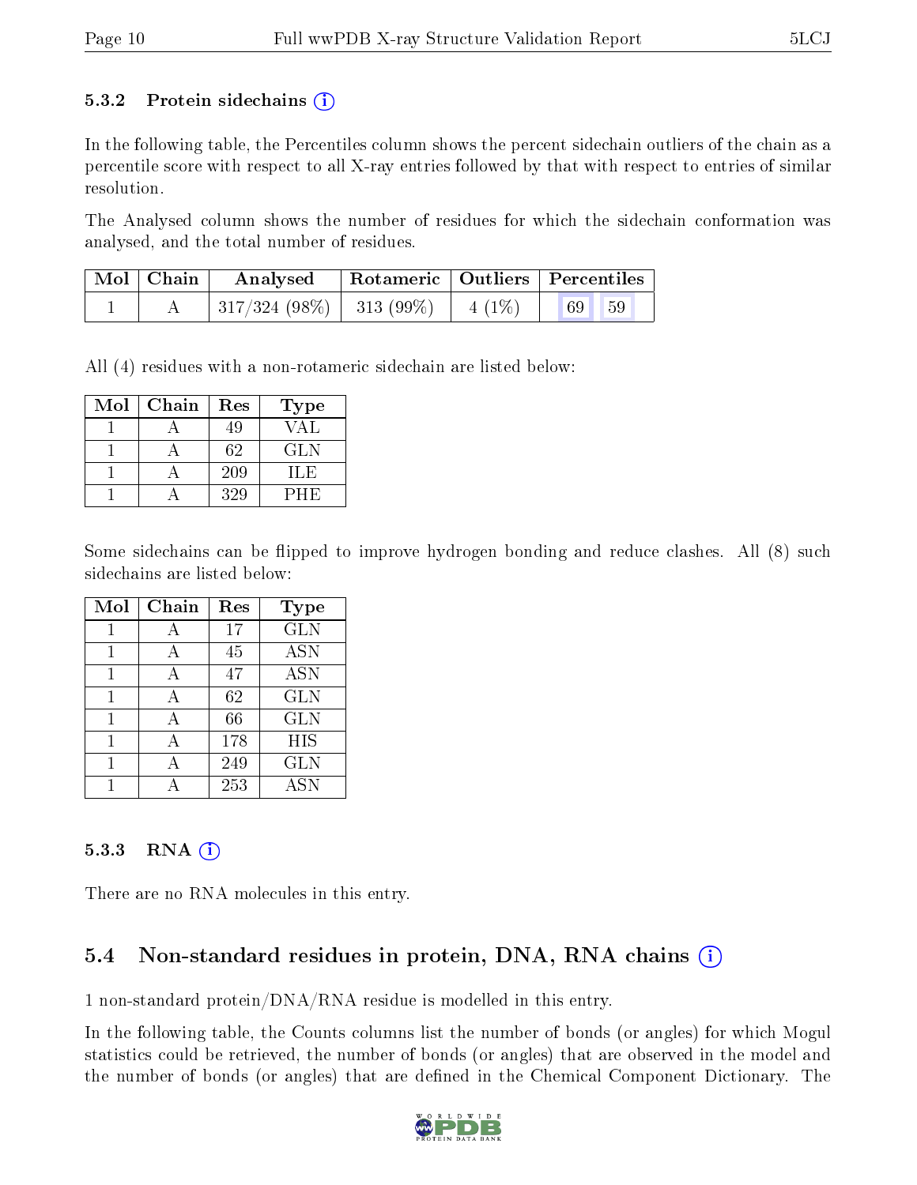### 5.3.2 Protein sidechains (i)

In the following table, the Percentiles column shows the percent sidechain outliers of the chain as a percentile score with respect to all X-ray entries followed by that with respect to entries of similar resolution.

The Analysed column shows the number of residues for which the sidechain conformation was analysed, and the total number of residues.

| Mol | Chain | Analysed | Rotameric | Outliers | Percentiles | |
|---|---|---|---|---|---|---|
| 1 | A | 317/324 (98%) | 313 (99%) | 4 (1%) | 69 | 59 |

All (4) residues with a non-rotameric sidechain are listed below:

| Mol | Chain | Res | Type |
|---|---|---|---|
| 1 | A | 49 | VAL |
| 1 | A | 62 | GLN |
| 1 | A | 209 | ILE |
| 1 | A | 329 | PHE |

Some sidechains can be flipped to improve hydrogen bonding and reduce clashes. All (8) such sidechains are listed below:

| Mol | Chain | Res | Type |
|---|---|---|---|
| 1 | A | 17 | GLN |
| 1 | A | 45 | ASN |
| 1 | A | 47 | ASN |
| 1 | A | 62 | GLN |
| 1 | A | 66 | GLN |
| 1 | A | 178 | HIS |
| 1 | A | 249 | GLN |
| 1 | A | 253 | ASN |

### 5.3.3 RNA (i)

There are no RNA molecules in this entry.

## 5.4 Non-standard residues in protein, DNA, RNA chains (i)

1 non-standard protein/DNA/RNA residue is modelled in this entry.

In the following table, the Counts columns list the number of bonds (or angles) for which Mogul statistics could be retrieved, the number of bonds (or angles) that are observed in the model and the number of bonds (or angles) that are defined in the Chemical Component Dictionary. The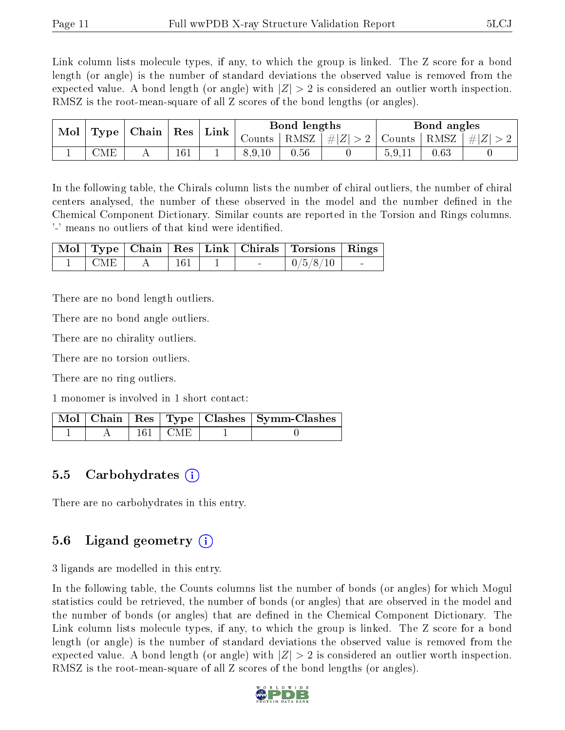Link column lists molecule types, if any, to which the group is linked. The Z score for a bond length (or angle) is the number of standard deviations the observed value is removed from the expected value. A bond length (or angle) with $|Z| > 2$ is considered an outlier worth inspection. RMSZ is the root-mean-square of all Z scores of the bond lengths (or angles).

| Mol | Type | Chain | Res | Link | Bond lengths | | | Bond angles | | |
|---|---|---|---|---|---|---|---|---|---|---|
| | | | | | Counts | RMSZ | $\#\|Z\| > 2$ | Counts | RMSZ | $\#\|Z\| > 2$ |
| 1 | CME | A | 161 | 1 | 8,9,10 | 0.56 | 0 | 5,9,11 | 0.63 | 0 |

In the following table, the Chirals column lists the number of chiral outliers, the number of chiral centers analysed, the number of these observed in the model and the number defined in the Chemical Component Dictionary. Similar counts are reported in the Torsion and Rings columns. '-' means no outliers of that kind were identified.

| Mol | Type | Chain | Res | Link | Chirals | Torsions | Rings |
|---|---|---|---|---|---|---|---|
| 1 | CME | A | 161 | 1 | - | 0/5/8/10 | - |

There are no bond length outliers.

There are no bond angle outliers.

There are no chirality outliers.

There are no torsion outliers.

There are no ring outliers.

1 monomer is involved in 1 short contact:

| Mol | Chain | Res | Type | Clashes | Symm-Clashes |
|---|---|---|---|---|---|
| 1 | A | 161 | CME | 1 | 0 |

## 5.5 Carbohydrates

There are no carbohydrates in this entry.

## 5.6 Ligand geometry

3 ligands are modelled in this entry.

In the following table, the Counts columns list the number of bonds (or angles) for which Mogul statistics could be retrieved, the number of bonds (or angles) that are observed in the model and the number of bonds (or angles) that are defined in the Chemical Component Dictionary. The Link column lists molecule types, if any, to which the group is linked. The Z score for a bond length (or angle) is the number of standard deviations the observed value is removed from the expected value. A bond length (or angle) with $|Z| > 2$ is considered an outlier worth inspection. RMSZ is the root-mean-square of all Z scores of the bond lengths (or angles).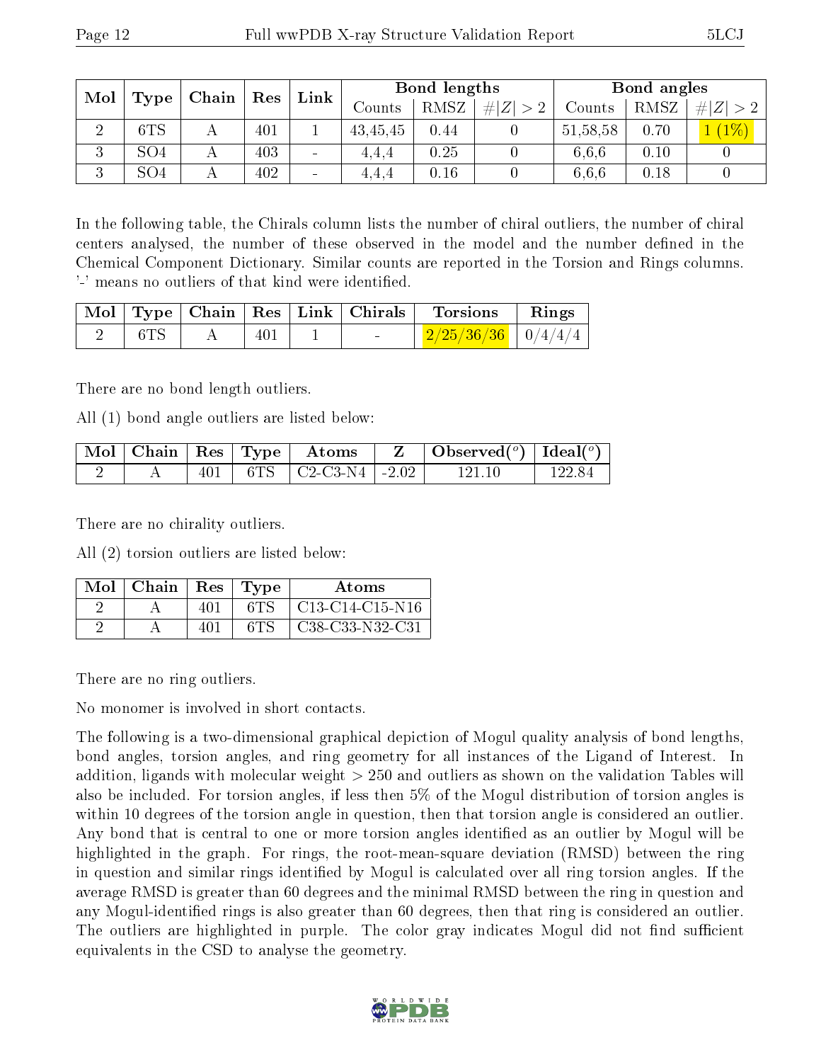| Mol | Type | Chain | Res | Link | Bond lengths | | | Bond angles | | |
|---|---|---|---|---|---|---|---|---|---|---|
| | | | | | Counts | RMSZ | #\|Z\| > 2 | Counts | RMSZ | #\|Z\| > 2 |
| 2 | 6TS | A | 401 | 1 | 43,45,45 | 0.44 | 0 | 51,58,58 | 0.70 | 1 (1%) |
| 3 | SO4 | A | 403 | - | 4,4,4 | 0.25 | 0 | 6,6,6 | 0.10 | 0 |
| 3 | SO4 | A | 402 | - | 4,4,4 | 0.16 | 0 | 6,6,6 | 0.18 | 0 |

In the following table, the Chirals column lists the number of chiral outliers, the number of chiral centers analysed, the number of these observed in the model and the number defined in the Chemical Component Dictionary. Similar counts are reported in the Torsion and Rings columns. '-' means no outliers of that kind were identified.

| Mol | Type | Chain | Res | Link | Chirals | Torsions | Rings |
|---|---|---|---|---|---|---|---|
| 2 | 6TS | A | 401 | 1 | - | 2/25/36/36 | 0/4/4/4 |

There are no bond length outliers.

All (1) bond angle outliers are listed below:

| Mol | Chain | Res | Type | Atoms | Z | Observed(°) | Ideal(°) |
|---|---|---|---|---|---|---|---|
| 2 | A | 401 | 6TS | C2-C3-N4 | -2.02 | 121.10 | 122.84 |

There are no chirality outliers.

All (2) torsion outliers are listed below:

| Mol | Chain | Res | Type | Atoms |
|---|---|---|---|---|
| 2 | A | 401 | 6TS | C13-C14-C15-N16 |
| 2 | A | 401 | 6TS | C38-C33-N32-C31 |

There are no ring outliers.

No monomer is involved in short contacts.

The following is a two-dimensional graphical depiction of Mogul quality analysis of bond lengths, bond angles, torsion angles, and ring geometry for all instances of the Ligand of Interest. In addition, ligands with molecular weight > 250 and outliers as shown on the validation Tables will also be included. For torsion angles, if less then 5% of the Mogul distribution of torsion angles is within 10 degrees of the torsion angle in question, then that torsion angle is considered an outlier. Any bond that is central to one or more torsion angles identified as an outlier by Mogul will be highlighted in the graph. For rings, the root-mean-square deviation (RMSD) between the ring in question and similar rings identified by Mogul is calculated over all ring torsion angles. If the average RMSD is greater than 60 degrees and the minimal RMSD between the ring in question and any Mogul-identified rings is also greater than 60 degrees, then that ring is considered an outlier. The outliers are highlighted in purple. The color gray indicates Mogul did not find sufficient equivalents in the CSD to analyse the geometry.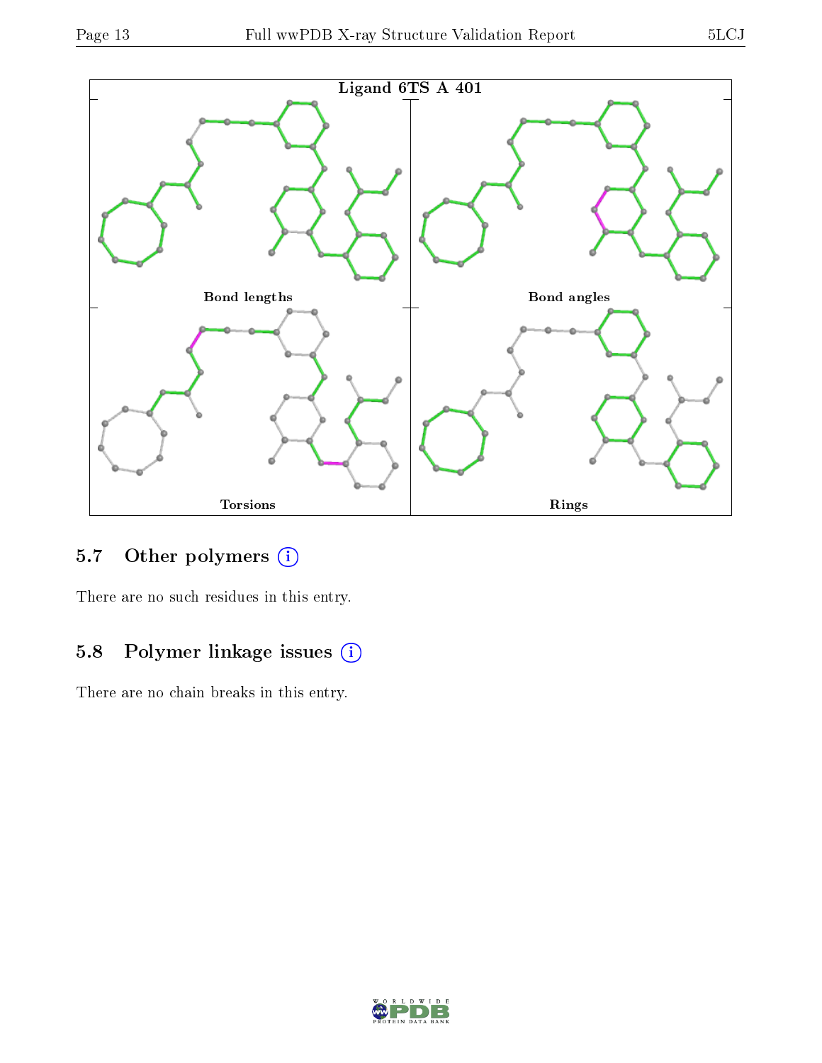Ligand 6TS A 401

Bond lengths

Bond angles

Torsions

Rings

### 5.7 Other polymers (i)

There are no such residues in this entry.

### 5.8 Polymer linkage issues (i)

There are no chain breaks in this entry.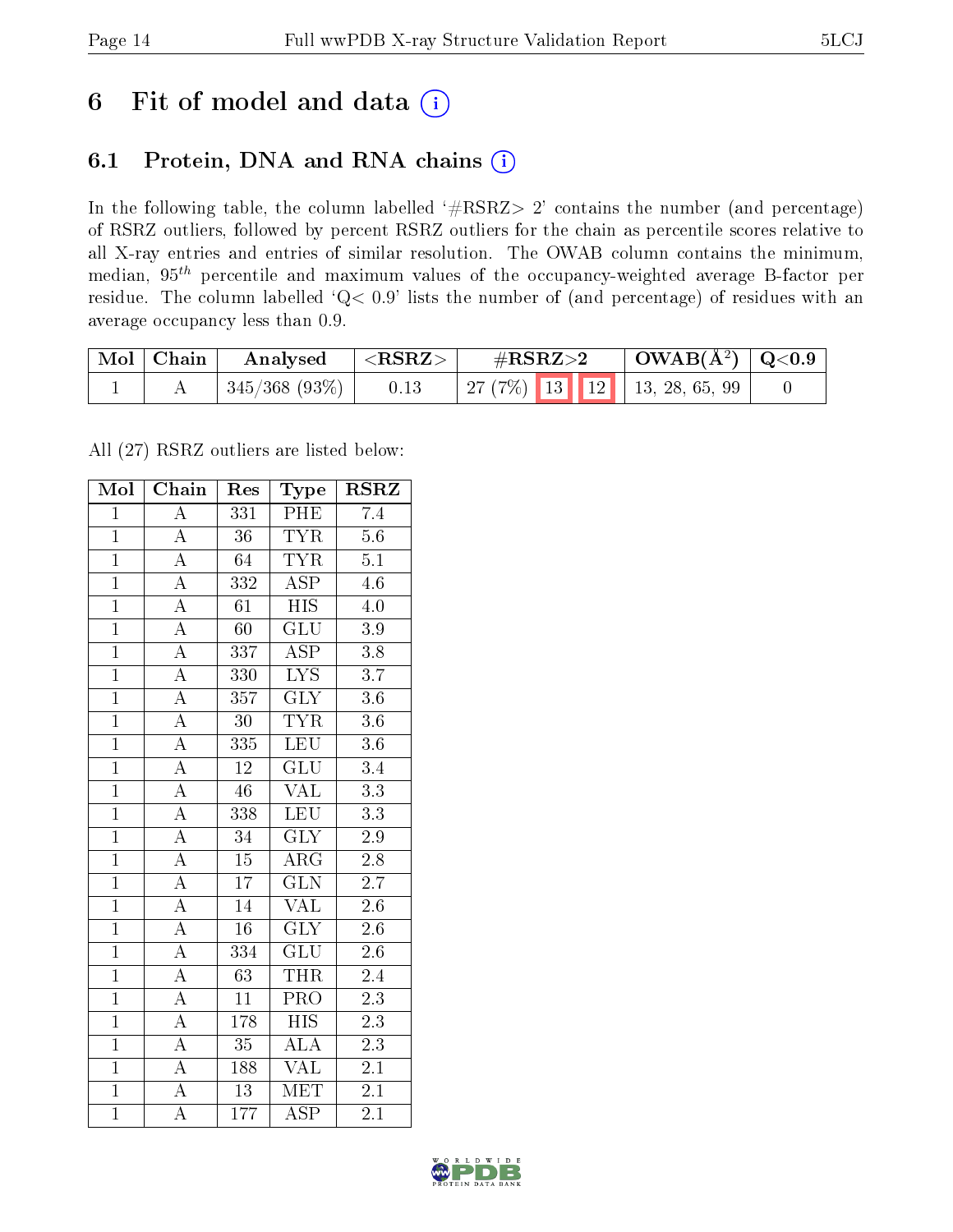# 6 Fit of model and data

## 6.1 Protein, DNA and RNA chains

In the following table, the column labelled '#RSRZ> 2' contains the number (and percentage) of RSRZ outliers, followed by percent RSRZ outliers for the chain as percentile scores relative to all X-ray entries and entries of similar resolution. The OWAB column contains the minimum, median, $95^{th}$ percentile and maximum values of the occupancy-weighted average B-factor per residue. The column labelled 'Q< 0.9' lists the number of (and percentage) of residues with an average occupancy less than 0.9.

| Mol | Chain | Analysed | <RSRZ> | #RSRZ>2 | | | OWAB(Å²) | Q<0.9 |
|---|---|---|---|---|---|---|---|---|
| 1 | A | 345/368 (93%) | 0.13 | 27 (7%) | 13 | 12 | 13, 28, 65, 99 | 0 |

All (27) RSRZ outliers are listed below:

| Mol | Chain | Res | Type | RSRZ |
|---|---|---|---|---|
| 1 | A | 331 | PHE | 7.4 |
| 1 | A | 36 | TYR | 5.6 |
| 1 | A | 64 | TYR | 5.1 |
| 1 | A | 332 | ASP | 4.6 |
| 1 | A | 61 | HIS | 4.0 |
| 1 | A | 60 | GLU | 3.9 |
| 1 | A | 337 | ASP | 3.8 |
| 1 | A | 330 | LYS | 3.7 |
| 1 | A | 357 | GLY | 3.6 |
| 1 | A | 30 | TYR | 3.6 |
| 1 | A | 335 | LEU | 3.6 |
| 1 | A | 12 | GLU | 3.4 |
| 1 | A | 46 | VAL | 3.3 |
| 1 | A | 338 | LEU | 3.3 |
| 1 | A | 34 | GLY | 2.9 |
| 1 | A | 15 | ARG | 2.8 |
| 1 | A | 17 | GLN | 2.7 |
| 1 | A | 14 | VAL | 2.6 |
| 1 | A | 16 | GLY | 2.6 |
| 1 | A | 334 | GLU | 2.6 |
| 1 | A | 63 | THR | 2.4 |
| 1 | A | 11 | PRO | 2.3 |
| 1 | A | 178 | HIS | 2.3 |
| 1 | A | 35 | ALA | 2.3 |
| 1 | A | 188 | VAL | 2.1 |
| 1 | A | 13 | MET | 2.1 |
| 1 | A | 177 | ASP | 2.1 |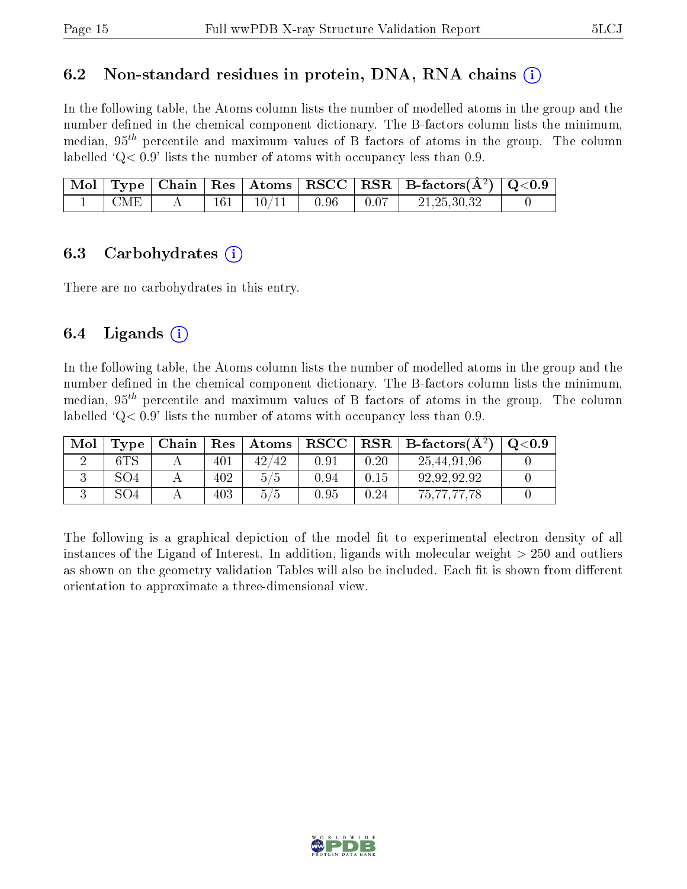## 6.2 Non-standard residues in protein, DNA, RNA chains

In the following table, the Atoms column lists the number of modelled atoms in the group and the number defined in the chemical component dictionary. The B-factors column lists the minimum, median, $95^{th}$ percentile and maximum values of B factors of atoms in the group. The column labelled 'Q< 0.9' lists the number of atoms with occupancy less than 0.9.

| Mol | Type | Chain | Res | Atoms | RSCC | RSR | B-factors($Å^2$) | Q<0.9 |
|---|---|---|---|---|---|---|---|---|
| 1 | CME | A | 161 | 10/11 | 0.96 | 0.07 | 21,25,30,32 | 0 |

## 6.3 Carbohydrates

There are no carbohydrates in this entry.

## 6.4 Ligands

In the following table, the Atoms column lists the number of modelled atoms in the group and the number defined in the chemical component dictionary. The B-factors column lists the minimum, median, $95^{th}$ percentile and maximum values of B factors of atoms in the group. The column labelled 'Q< 0.9' lists the number of atoms with occupancy less than 0.9.

| Mol | Type | Chain | Res | Atoms | RSCC | RSR | B-factors($Å^2$) | Q<0.9 |
|---|---|---|---|---|---|---|---|---|
| 2 | 6TS | A | 401 | 42/42 | 0.91 | 0.20 | 25,44,91,96 | 0 |
| 3 | SO4 | A | 402 | 5/5 | 0.94 | 0.15 | 92,92,92,92 | 0 |
| 3 | SO4 | A | 403 | 5/5 | 0.95 | 0.24 | 75,77,77,78 | 0 |

The following is a graphical depiction of the model fit to experimental electron density of all instances of the Ligand of Interest. In addition, ligands with molecular weight > 250 and outliers as shown on the geometry validation Tables will also be included. Each fit is shown from different orientation to approximate a three-dimensional view.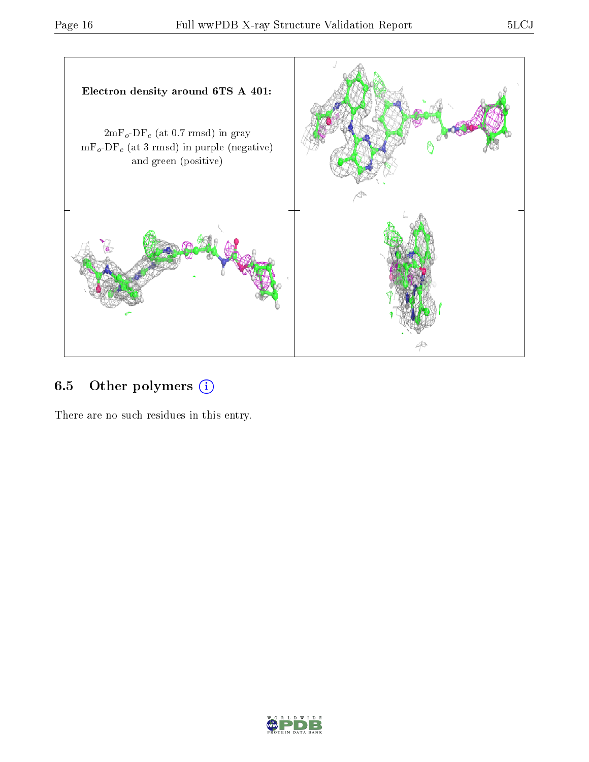**Electron density around 6TS A 401:**

$2mF_o$-$DF_c$ (at 0.7 rmsd) in gray
$mF_o$-$DF_c$ (at 3 rmsd) in purple (negative)
and green (positive)

## 6.5 Other polymers

There are no such residues in this entry.